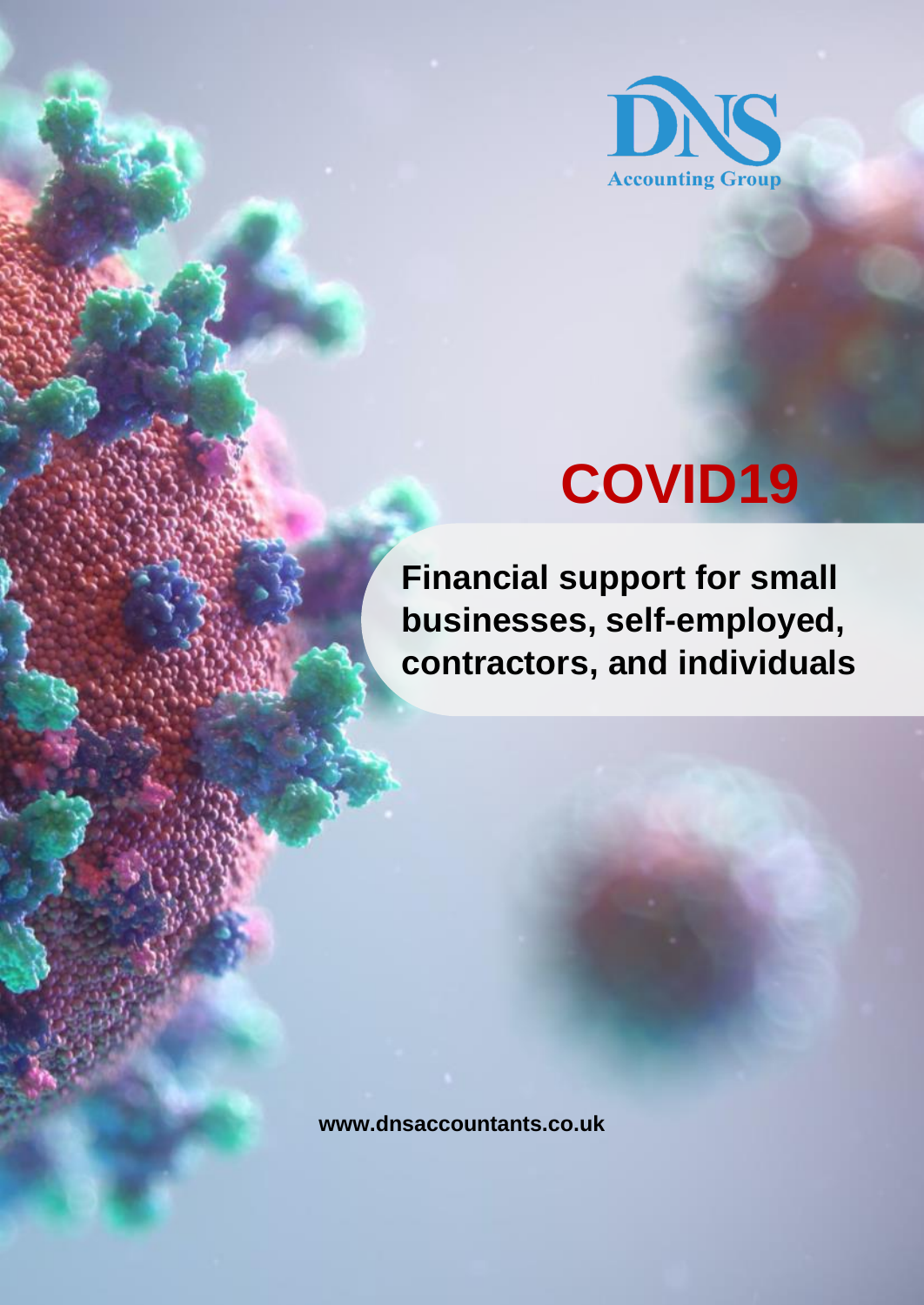DNS Accounting Group

# COVID19

## Financial support for small businesses, self-employed, contractors, and individuals

www.dnsaccountants.co.uk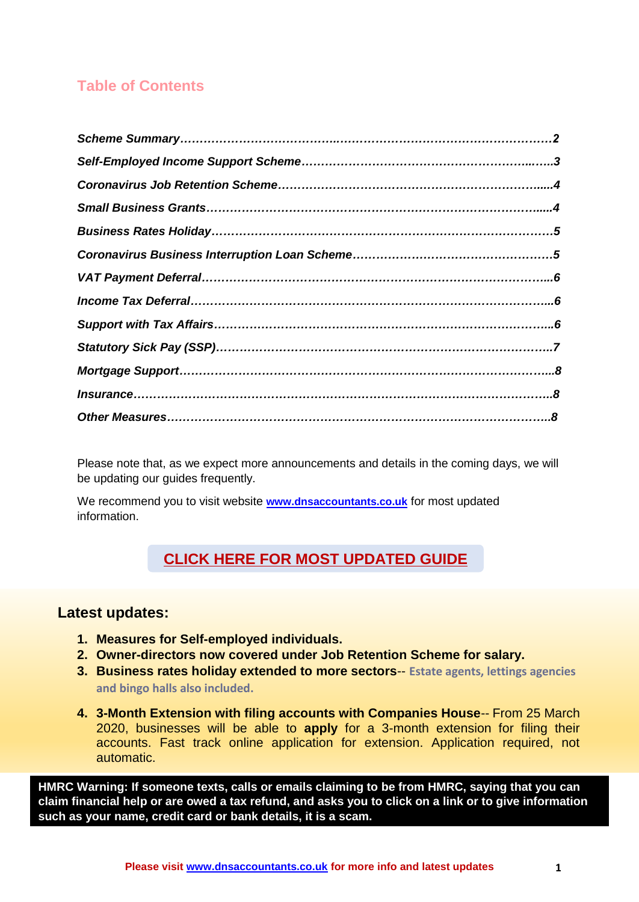## Table of Contents

| | |
|---|---|
| *Scheme Summary* | *2* |
| *Self-Employed Income Support Scheme* | *3* |
| *Coronavirus Job Retention Scheme* | *4* |
| *Small Business Grants* | *4* |
| *Business Rates Holiday* | *5* |
| *Coronavirus Business Interruption Loan Scheme* | *5* |
| *VAT Payment Deferral* | *6* |
| *Income Tax Deferral* | *6* |
| *Support with Tax Affairs* | *6* |
| *Statutory Sick Pay (SSP)* | *7* |
| *Mortgage Support* | *8* |
| *Insurance* | *8* |
| *Other Measures* | *8* |

Please note that, as we expect more announcements and details in the coming days, we will be updating our guides frequently.

We recommend you to visit website **www.dnsaccountants.co.uk** for most updated information.

**CLICK HERE FOR MOST UPDATED GUIDE**

### Latest updates:

1. **Measures for Self-employed individuals.**
2. **Owner-directors now covered under Job Retention Scheme for salary.**
3. **Business rates holiday extended to more sectors**-- **Estate agents, lettings agencies and bingo halls also included.**
4. **3-Month Extension with filing accounts with Companies House**-- From 25 March 2020, businesses will be able to **apply** for a 3-month extension for filing their accounts. Fast track online application for extension. Application required, not automatic.

**HMRC Warning: If someone texts, calls or emails claiming to be from HMRC, saying that you can claim financial help or are owed a tax refund, and asks you to click on a link or to give information such as your name, credit card or bank details, it is a scam.**

**Please visit www.dnsaccountants.co.uk for more info and latest updates**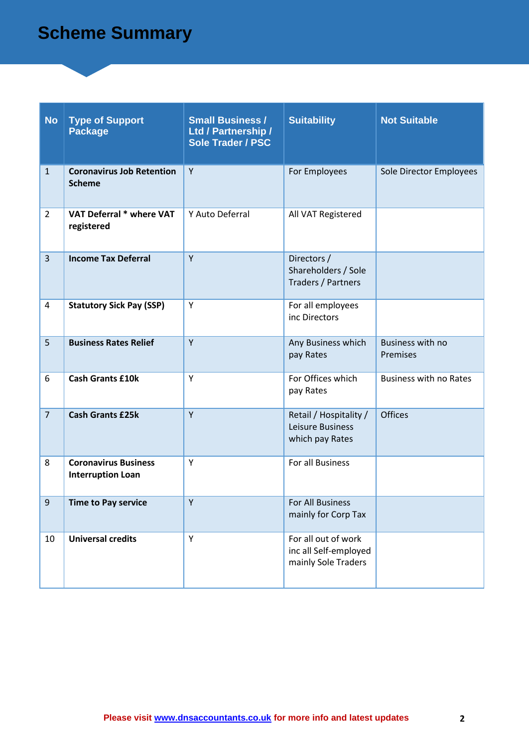# Scheme Summary

| No | Type of Support Package | Small Business / Ltd / Partnership / Sole Trader / PSC | Suitability | Not Suitable |
|---|---|---|---|---|
| 1 | **Coronavirus Job Retention Scheme** | Y | For Employees | Sole Director Employees |
| 2 | **VAT Deferral * where VAT registered** | Y Auto Deferral | All VAT Registered | |
| 3 | **Income Tax Deferral** | Y | Directors / Shareholders / Sole Traders / Partners | |
| 4 | **Statutory Sick Pay (SSP)** | Y | For all employees inc Directors | |
| 5 | **Business Rates Relief** | Y | Any Business which pay Rates | Business with no Premises |
| 6 | **Cash Grants £10k** | Y | For Offices which pay Rates | Business with no Rates |
| 7 | **Cash Grants £25k** | Y | Retail / Hospitality / Leisure Business which pay Rates | Offices |
| 8 | **Coronavirus Business Interruption Loan** | Y | For all Business | |
| 9 | **Time to Pay service** | Y | For All Business mainly for Corp Tax | |
| 10 | **Universal credits** | Y | For all out of work inc all Self-employed mainly Sole Traders | |

Please visit [www.dnsaccountants.co.uk](http://www.dnsaccountants.co.uk) for more info and latest updates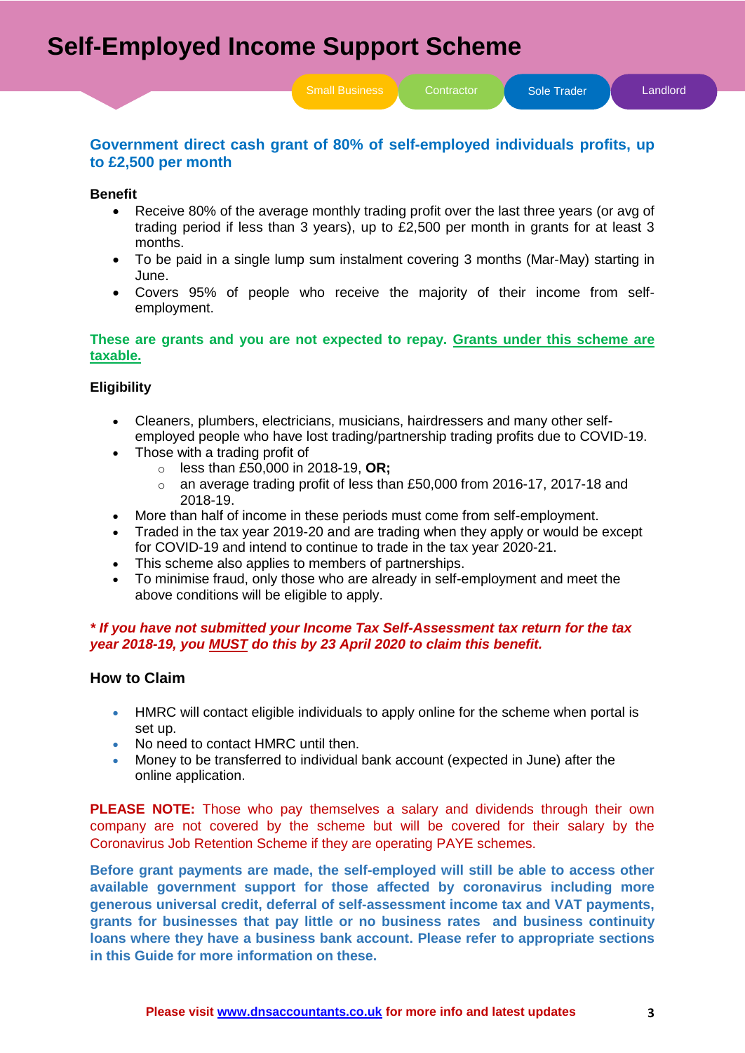# Self-Employed Income Support Scheme

Small Business | Contractor | Sole Trader | Landlord

**Government direct cash grant of 80% of self-employed individuals profits, up to £2,500 per month**

**Benefit**

- Receive 80% of the average monthly trading profit over the last three years (or avg of trading period if less than 3 years), up to £2,500 per month in grants for at least 3 months.
- To be paid in a single lump sum instalment covering 3 months (Mar-May) starting in June.
- Covers 95% of people who receive the majority of their income from self-employment.

**These are grants and you are not expected to repay. Grants under this scheme are taxable.**

**Eligibility**

- Cleaners, plumbers, electricians, musicians, hairdressers and many other self-employed people who have lost trading/partnership trading profits due to COVID-19.
- Those with a trading profit of
  - less than £50,000 in 2018-19, **OR;**
  - an average trading profit of less than £50,000 from 2016-17, 2017-18 and 2018-19.
- More than half of income in these periods must come from self-employment.
- Traded in the tax year 2019-20 and are trading when they apply or would be except for COVID-19 and intend to continue to trade in the tax year 2020-21.
- This scheme also applies to members of partnerships.
- To minimise fraud, only those who are already in self-employment and meet the above conditions will be eligible to apply.

***\* If you have not submitted your Income Tax Self-Assessment tax return for the tax year 2018-19, you MUST do this by 23 April 2020 to claim this benefit.***

**How to Claim**

- HMRC will contact eligible individuals to apply online for the scheme when portal is set up.
- No need to contact HMRC until then.
- Money to be transferred to individual bank account (expected in June) after the online application.

**PLEASE NOTE:** Those who pay themselves a salary and dividends through their own company are not covered by the scheme but will be covered for their salary by the Coronavirus Job Retention Scheme if they are operating PAYE schemes.

**Before grant payments are made, the self-employed will still be able to access other available government support for those affected by coronavirus including more generous universal credit, deferral of self-assessment income tax and VAT payments, grants for businesses that pay little or no business rates and business continuity loans where they have a business bank account. Please refer to appropriate sections in this Guide for more information on these.**

**Please visit www.dnsaccountants.co.uk for more info and latest updates**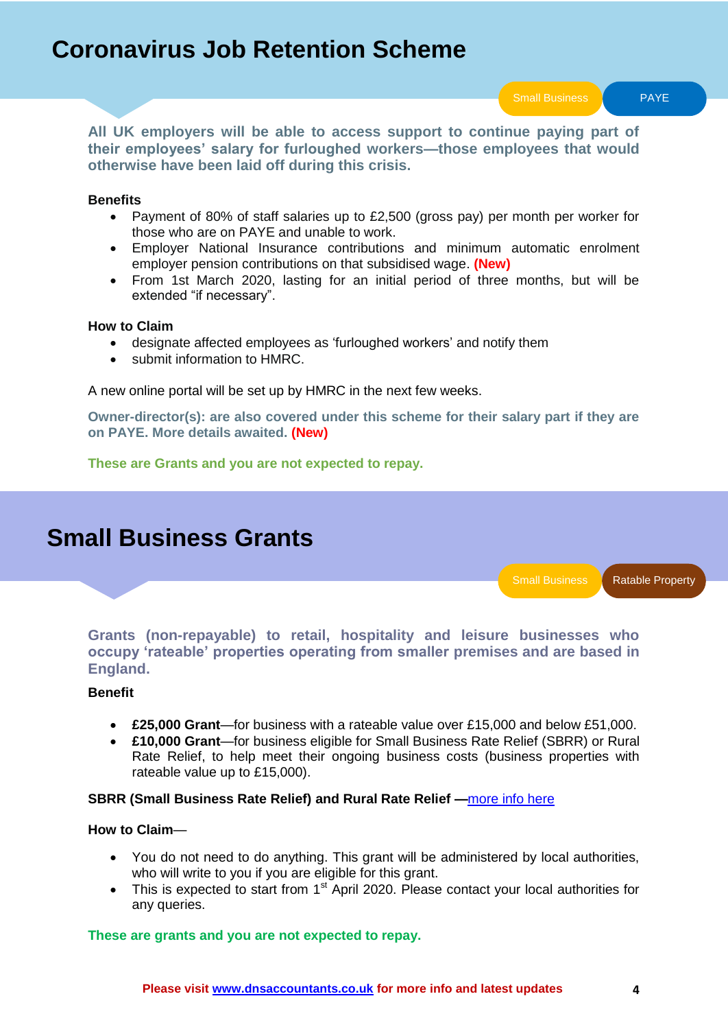# Coronavirus Job Retention Scheme

Small Business | PAYE

**All UK employers will be able to access support to continue paying part of their employees' salary for furloughed workers—those employees that would otherwise have been laid off during this crisis.**

**Benefits**

- Payment of 80% of staff salaries up to £2,500 (gross pay) per month per worker for those who are on PAYE and unable to work.
- Employer National Insurance contributions and minimum automatic enrolment employer pension contributions on that subsidised wage. **(New)**
- From 1st March 2020, lasting for an initial period of three months, but will be extended "if necessary".

**How to Claim**

- designate affected employees as 'furloughed workers' and notify them
- submit information to HMRC.

A new online portal will be set up by HMRC in the next few weeks.

**Owner-director(s): are also covered under this scheme for their salary part if they are on PAYE. More details awaited. (New)**

**These are Grants and you are not expected to repay.**

# Small Business Grants

Small Business | Ratable Property

**Grants (non-repayable) to retail, hospitality and leisure businesses who occupy 'rateable' properties operating from smaller premises and are based in England.**

**Benefit**

- **£25,000 Grant**—for business with a rateable value over £15,000 and below £51,000.
- **£10,000 Grant**—for business eligible for Small Business Rate Relief (SBRR) or Rural Rate Relief, to help meet their ongoing business costs (business properties with rateable value up to £15,000).

**SBRR (Small Business Rate Relief) and Rural Rate Relief —**more info here

**How to Claim—**

- You do not need to do anything. This grant will be administered by local authorities, who will write to you if you are eligible for this grant.
- This is expected to start from 1st April 2020. Please contact your local authorities for any queries.

**These are grants and you are not expected to repay.**

**Please visit www.dnsaccountants.co.uk for more info and latest updates**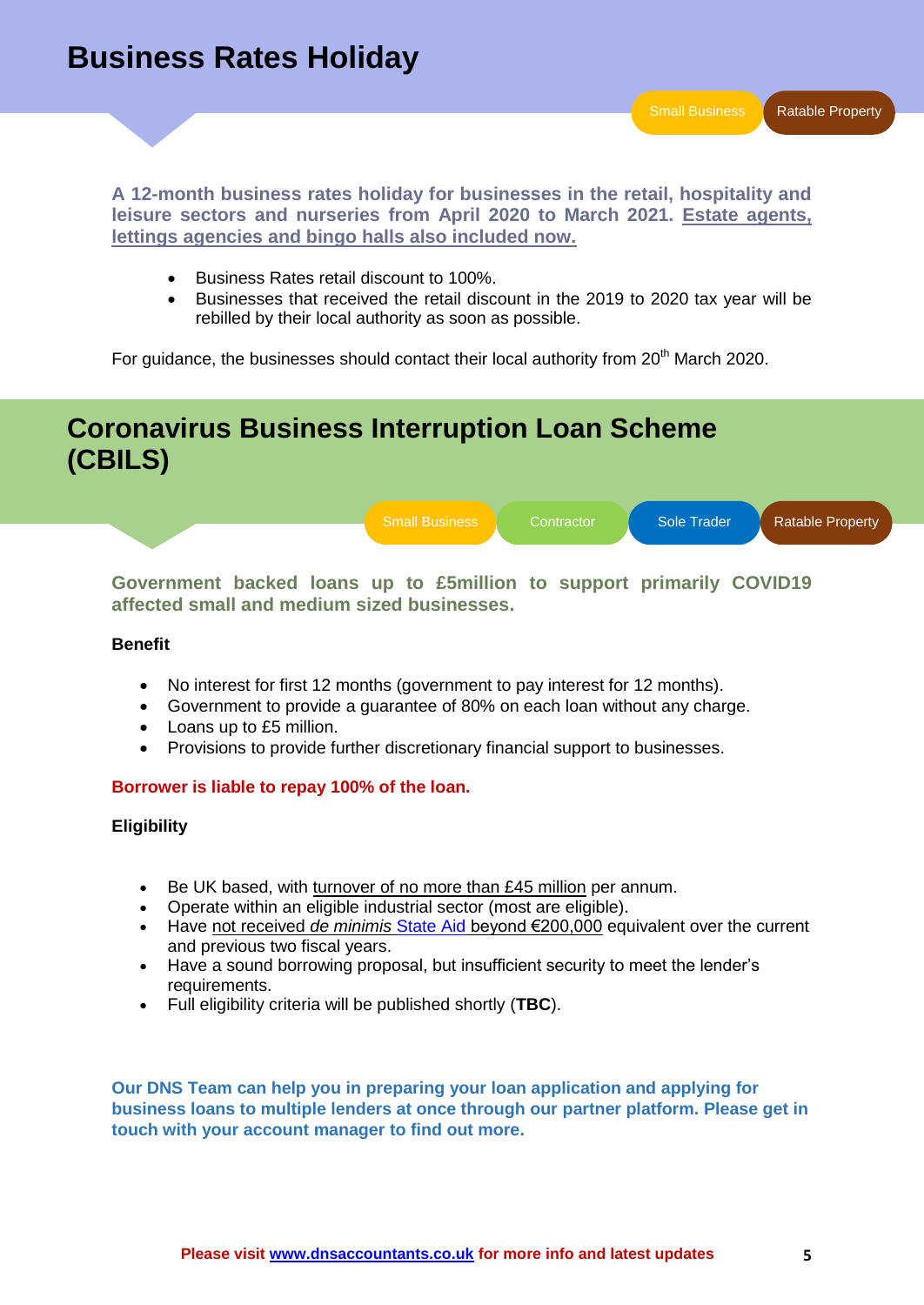# Business Rates Holiday

Small Business | Ratable Property

**A 12-month business rates holiday for businesses in the retail, hospitality and leisure sectors and nurseries from April 2020 to March 2021. Estate agents, lettings agencies and bingo halls also included now.**

- Business Rates retail discount to 100%.
- Businesses that received the retail discount in the 2019 to 2020 tax year will be rebilled by their local authority as soon as possible.

For guidance, the businesses should contact their local authority from 20th March 2020.

# Coronavirus Business Interruption Loan Scheme (CBILS)

Small Business | Contractor | Sole Trader | Ratable Property

**Government backed loans up to £5million to support primarily COVID19 affected small and medium sized businesses.**

**Benefit**

- No interest for first 12 months (government to pay interest for 12 months).
- Government to provide a guarantee of 80% on each loan without any charge.
- Loans up to £5 million.
- Provisions to provide further discretionary financial support to businesses.

**Borrower is liable to repay 100% of the loan.**

**Eligibility**

- Be UK based, with turnover of no more than £45 million per annum.
- Operate within an eligible industrial sector (most are eligible).
- Have not received *de minimis* State Aid beyond €200,000 equivalent over the current and previous two fiscal years.
- Have a sound borrowing proposal, but insufficient security to meet the lender's requirements.
- Full eligibility criteria will be published shortly (**TBC**).

**Our DNS Team can help you in preparing your loan application and applying for business loans to multiple lenders at once through our partner platform. Please get in touch with your account manager to find out more.**

**Please visit www.dnsaccountants.co.uk for more info and latest updates**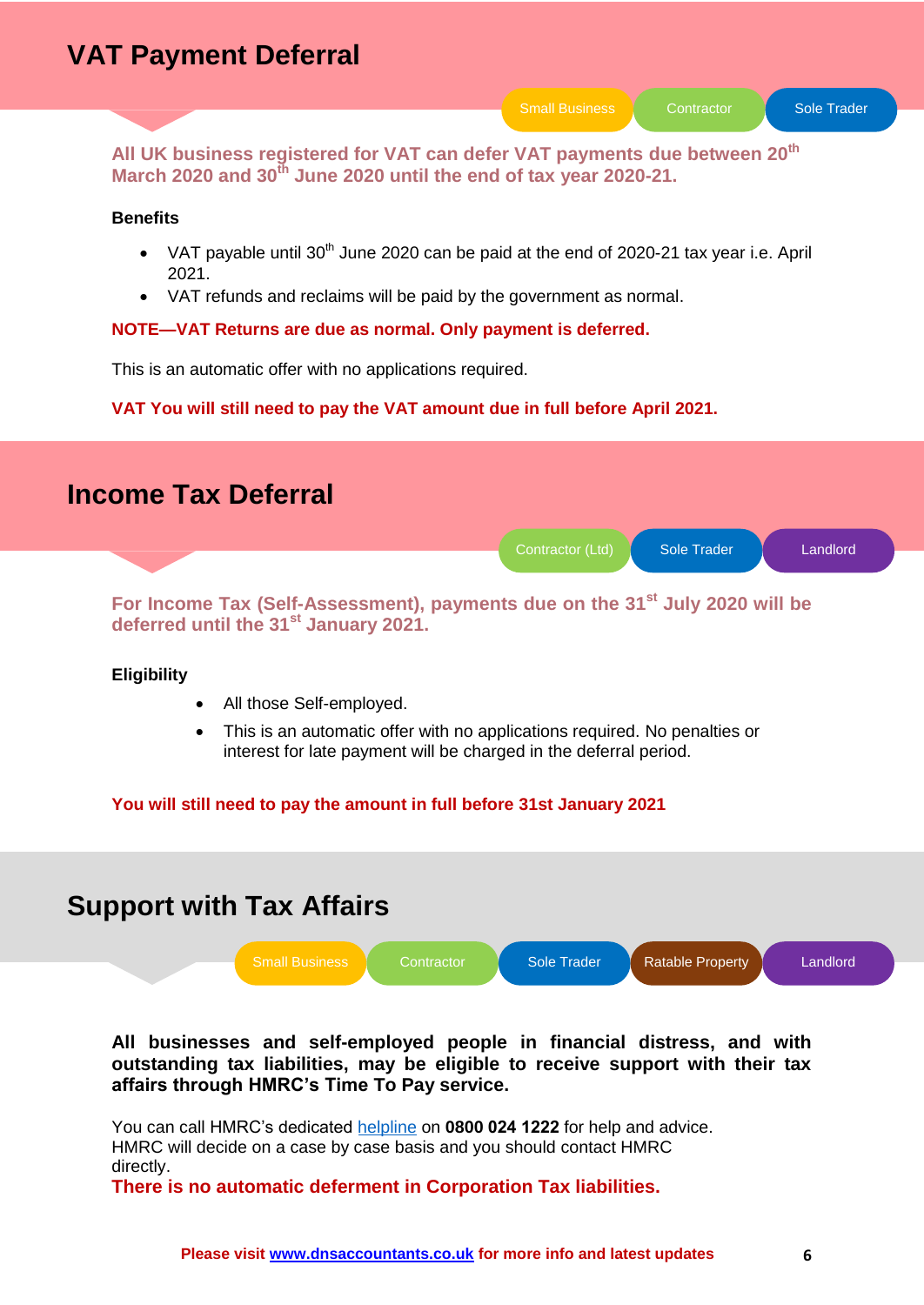# VAT Payment Deferral

Small Business | Contractor | Sole Trader

**All UK business registered for VAT can defer VAT payments due between 20th March 2020 and 30th June 2020 until the end of tax year 2020-21.**

**Benefits**

- VAT payable until 30th June 2020 can be paid at the end of 2020-21 tax year i.e. April 2021.
- VAT refunds and reclaims will be paid by the government as normal.

**NOTE—VAT Returns are due as normal. Only payment is deferred.**

This is an automatic offer with no applications required.

**VAT You will still need to pay the VAT amount due in full before April 2021.**

# Income Tax Deferral

Contractor (Ltd) | Sole Trader | Landlord

**For Income Tax (Self-Assessment), payments due on the 31st July 2020 will be deferred until the 31st January 2021.**

**Eligibility**

- All those Self-employed.
- This is an automatic offer with no applications required. No penalties or interest for late payment will be charged in the deferral period.

**You will still need to pay the amount in full before 31st January 2021**

# Support with Tax Affairs

Small Business | Contractor | Sole Trader | Ratable Property | Landlord

**All businesses and self-employed people in financial distress, and with outstanding tax liabilities, may be eligible to receive support with their tax affairs through HMRC's Time To Pay service.**

You can call HMRC's dedicated helpline on **0800 024 1222** for help and advice. HMRC will decide on a case by case basis and you should contact HMRC directly.

**There is no automatic deferment in Corporation Tax liabilities.**

**Please visit www.dnsaccountants.co.uk for more info and latest updates**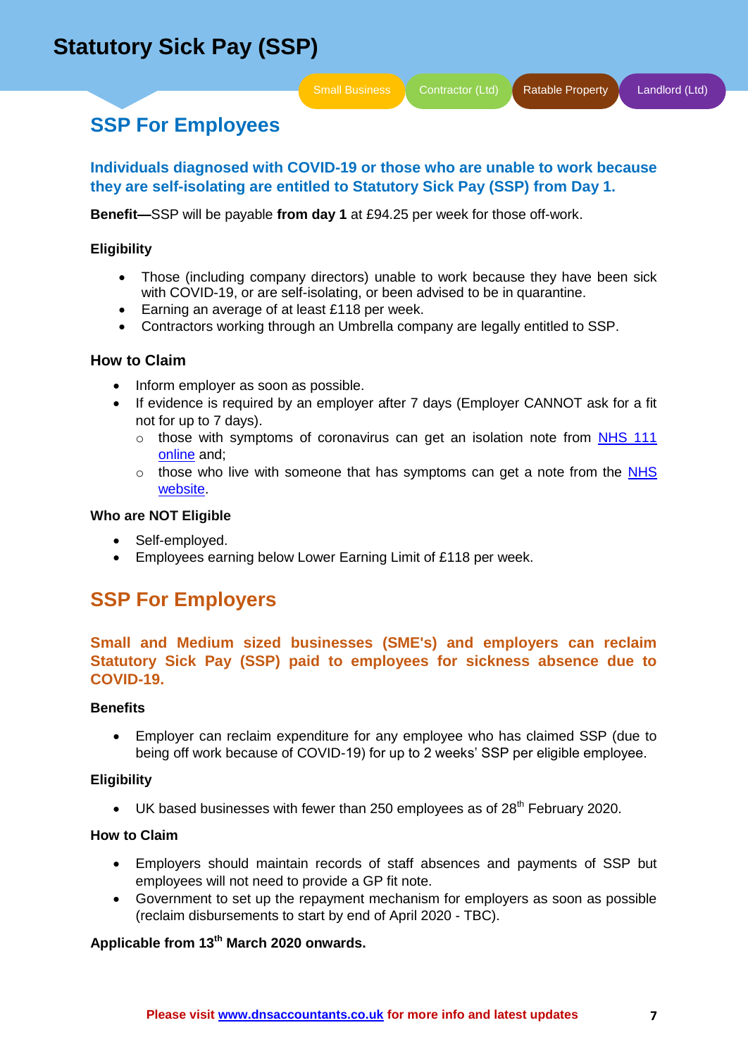# Statutory Sick Pay (SSP)

Small Business | Contractor (Ltd) | Ratable Property | Landlord (Ltd)

## SSP For Employees

**Individuals diagnosed with COVID-19 or those who are unable to work because they are self-isolating are entitled to Statutory Sick Pay (SSP) from Day 1.**

**Benefit—**SSP will be payable **from day 1** at £94.25 per week for those off-work.

### Eligibility

- Those (including company directors) unable to work because they have been sick with COVID-19, or are self-isolating, or been advised to be in quarantine.
- Earning an average of at least £118 per week.
- Contractors working through an Umbrella company are legally entitled to SSP.

### How to Claim

- Inform employer as soon as possible.
- If evidence is required by an employer after 7 days (Employer CANNOT ask for a fit not for up to 7 days).
  - those with symptoms of coronavirus can get an isolation note from [NHS 111 online]() and;
  - those who live with someone that has symptoms can get a note from the [NHS website]().

### Who are NOT Eligible

- Self-employed.
- Employees earning below Lower Earning Limit of £118 per week.

## SSP For Employers

**Small and Medium sized businesses (SME's) and employers can reclaim Statutory Sick Pay (SSP) paid to employees for sickness absence due to COVID-19.**

### Benefits

- Employer can reclaim expenditure for any employee who has claimed SSP (due to being off work because of COVID-19) for up to 2 weeks' SSP per eligible employee.

### Eligibility

- UK based businesses with fewer than 250 employees as of 28th February 2020.

### How to Claim

- Employers should maintain records of staff absences and payments of SSP but employees will not need to provide a GP fit note.
- Government to set up the repayment mechanism for employers as soon as possible (reclaim disbursements to start by end of April 2020 - TBC).

**Applicable from 13th March 2020 onwards.**

**Please visit [www.dnsaccountants.co.uk]() for more info and latest updates**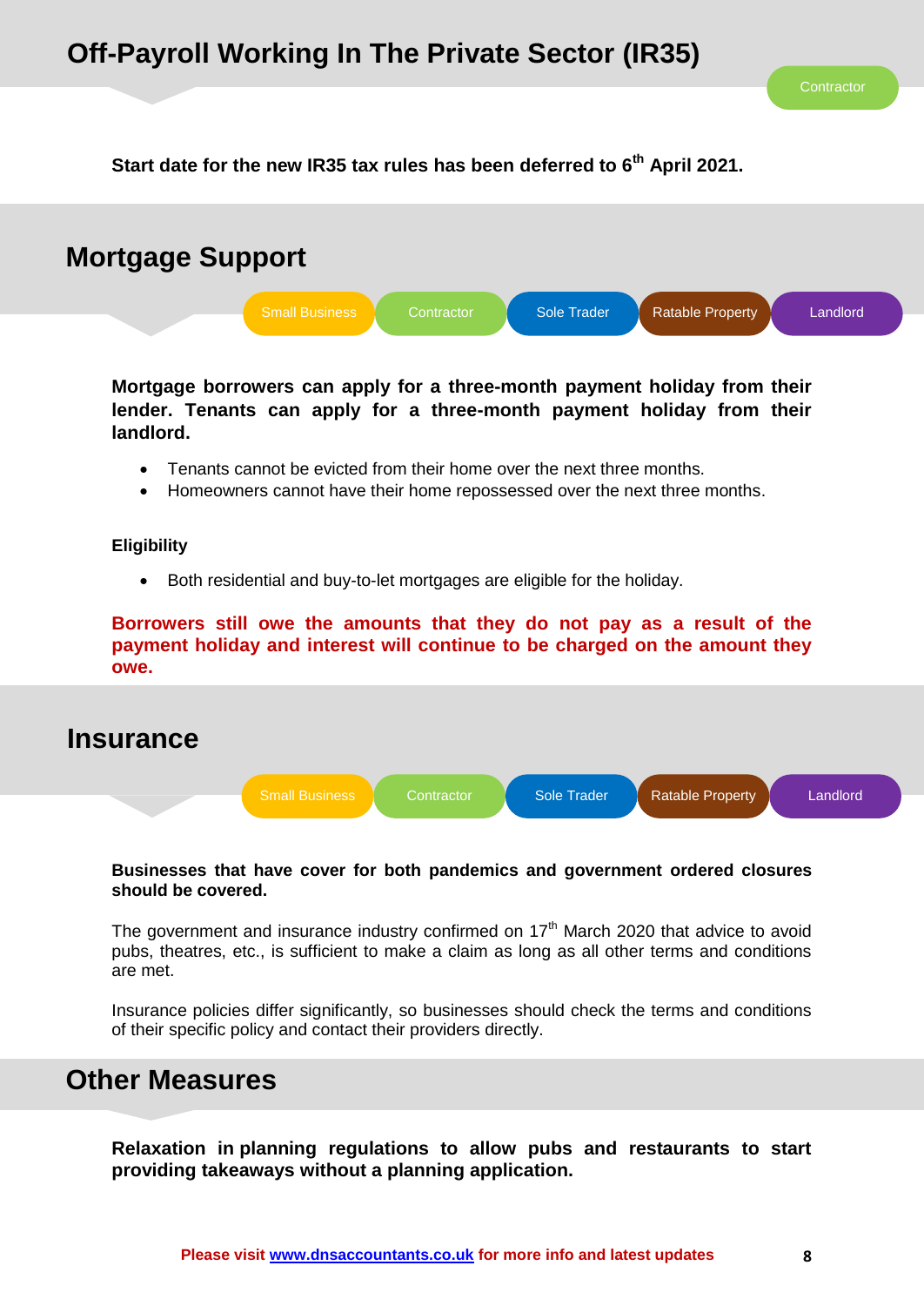## Off-Payroll Working In The Private Sector (IR35)

Contractor

**Start date for the new IR35 tax rules has been deferred to 6th April 2021.**

## Mortgage Support

Small Business | Contractor | Sole Trader | Ratable Property | Landlord

**Mortgage borrowers can apply for a three-month payment holiday from their lender. Tenants can apply for a three-month payment holiday from their landlord.**

- Tenants cannot be evicted from their home over the next three months.
- Homeowners cannot have their home repossessed over the next three months.

**Eligibility**

- Both residential and buy-to-let mortgages are eligible for the holiday.

**Borrowers still owe the amounts that they do not pay as a result of the payment holiday and interest will continue to be charged on the amount they owe.**

## Insurance

Small Business | Contractor | Sole Trader | Ratable Property | Landlord

**Businesses that have cover for both pandemics and government ordered closures should be covered.**

The government and insurance industry confirmed on 17th March 2020 that advice to avoid pubs, theatres, etc., is sufficient to make a claim as long as all other terms and conditions are met.

Insurance policies differ significantly, so businesses should check the terms and conditions of their specific policy and contact their providers directly.

## Other Measures

**Relaxation in planning regulations to allow pubs and restaurants to start providing takeaways without a planning application.**

**Please visit www.dnsaccountants.co.uk for more info and latest updates**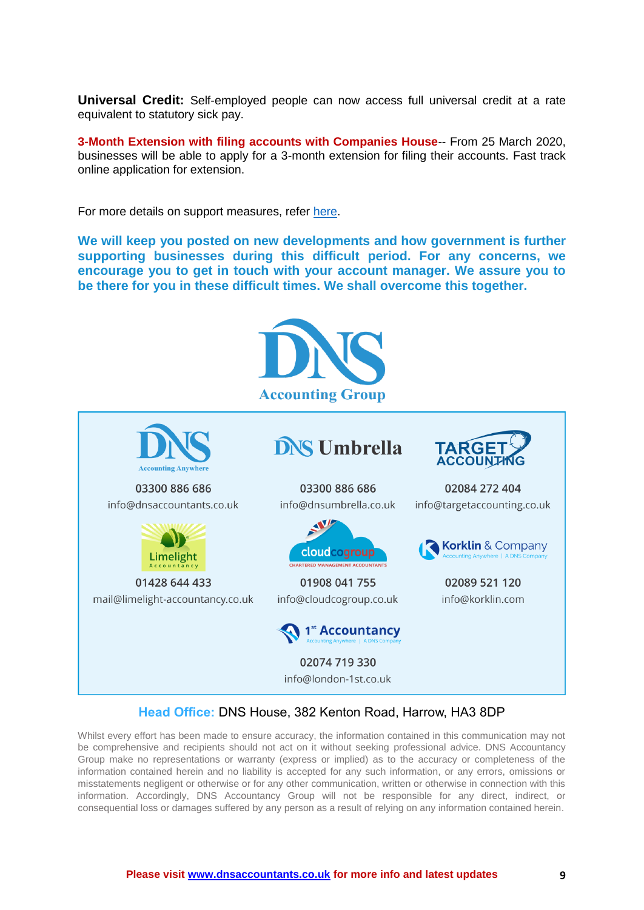**Universal Credit:** Self-employed people can now access full universal credit at a rate equivalent to statutory sick pay.

**3-Month Extension with filing accounts with Companies House**-- From 25 March 2020, businesses will be able to apply for a 3-month extension for filing their accounts. Fast track online application for extension.

For more details on support measures, refer here.

**We will keep you posted on new developments and how government is further supporting businesses during this difficult period. For any concerns, we encourage you to get in touch with your account manager. We assure you to be there for you in these difficult times. We shall overcome this together.**

DNS Accounting Group

| | | |
|---|---|---|
| DNS Accounting Anywhere | DNS Umbrella | Target Accounting |
| 03300 886 686 | 03300 886 686 | 02084 272 404 |
| info@dnsaccountants.co.uk | info@dnsumbrella.co.uk | info@targetaccounting.co.uk |
| Limelight Accountancy | cloudcogroup Chartered Management Accountants | Korklin & Company Accounting Anywhere \| A DNS Company |
| 01428 644 433 | 01908 041 755 | 02089 521 120 |
| mail@limelight-accountancy.co.uk | info@cloudcogroup.co.uk | info@korklin.com |
| | 1st Accountancy Accounting Anywhere \| A DNS Company | |
| | 02074 719 330 | |
| | info@london-1st.co.uk | |

**Head Office:** DNS House, 382 Kenton Road, Harrow, HA3 8DP

Whilst every effort has been made to ensure accuracy, the information contained in this communication may not be comprehensive and recipients should not act on it without seeking professional advice. DNS Accountancy Group make no representations or warranty (express or implied) as to the accuracy or completeness of the information contained herein and no liability is accepted for any such information, or any errors, omissions or misstatements negligent or otherwise or for any other communication, written or otherwise in connection with this information. Accordingly, DNS Accountancy Group will not be responsible for any direct, indirect, or consequential loss or damages suffered by any person as a result of relying on any information contained herein.

**Please visit www.dnsaccountants.co.uk for more info and latest updates**